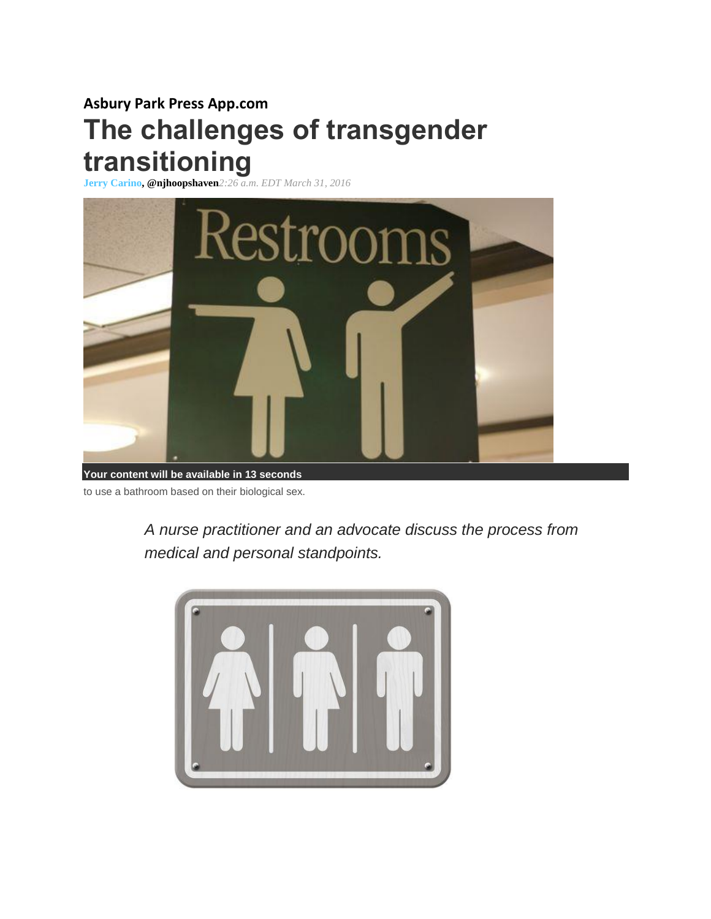**Asbury Park Press App.com**

# The challenges of transgender transitioning

**Jerry Carino, @njhoopshaven** *2:26 a.m. EDT March 31, 2016*

**Your content will be available in 13 seconds**

to use a bathroom based on their biological sex.

*A nurse practitioner and an advocate discuss the process from medical and personal standpoints.*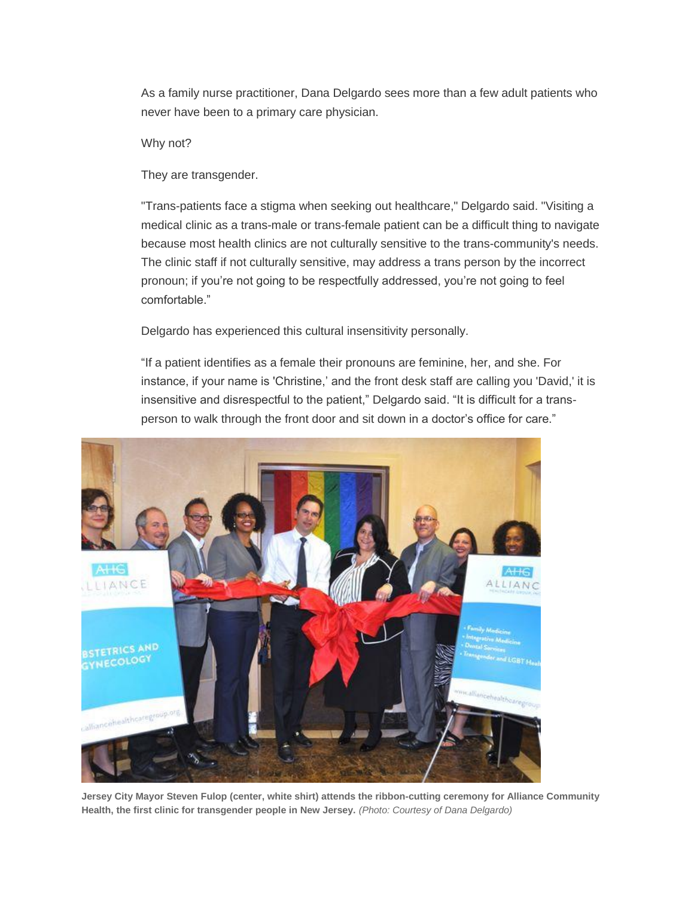As a family nurse practitioner, Dana Delgardo sees more than a few adult patients who never have been to a primary care physician.

Why not?

They are transgender.

"Trans-patients face a stigma when seeking out healthcare," Delgardo said. "Visiting a medical clinic as a trans-male or trans-female patient can be a difficult thing to navigate because most health clinics are not culturally sensitive to the trans-community's needs. The clinic staff if not culturally sensitive, may address a trans person by the incorrect pronoun; if you're not going to be respectfully addressed, you're not going to feel comfortable."

Delgardo has experienced this cultural insensitivity personally.

"If a patient identifies as a female their pronouns are feminine, her, and she. For instance, if your name is 'Christine,' and the front desk staff are calling you 'David,' it is insensitive and disrespectful to the patient," Delgardo said. "It is difficult for a trans-person to walk through the front door and sit down in a doctor's office for care."

**Jersey City Mayor Steven Fulop (center, white shirt) attends the ribbon-cutting ceremony for Alliance Community Health, the first clinic for transgender people in New Jersey.** *(Photo: Courtesy of Dana Delgardo)*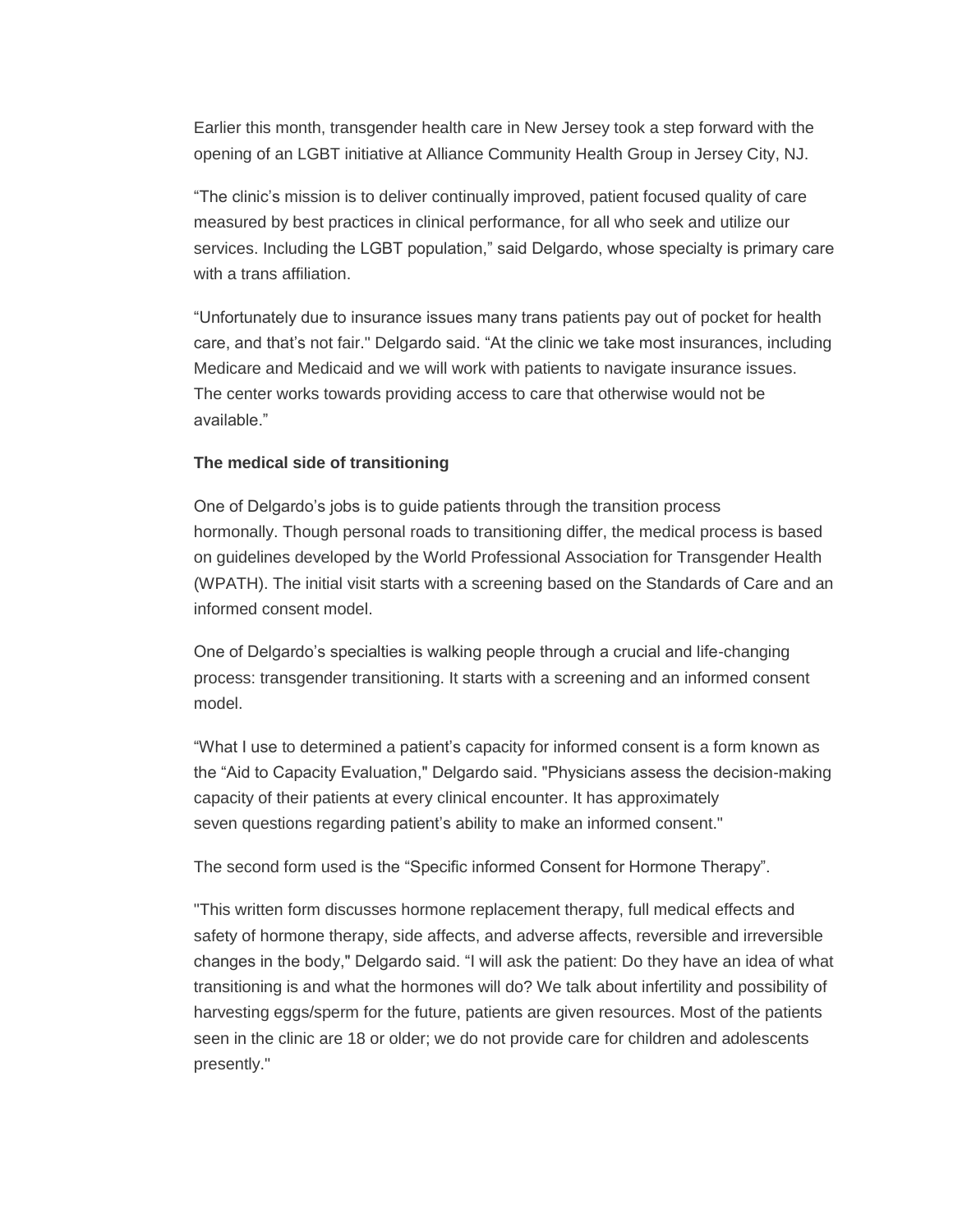Earlier this month, transgender health care in New Jersey took a step forward with the opening of an LGBT initiative at Alliance Community Health Group in Jersey City, NJ.

“The clinic’s mission is to deliver continually improved, patient focused quality of care measured by best practices in clinical performance, for all who seek and utilize our services. Including the LGBT population,” said Delgardo, whose specialty is primary care with a trans affiliation.

“Unfortunately due to insurance issues many trans patients pay out of pocket for health care, and that’s not fair." Delgardo said. “At the clinic we take most insurances, including Medicare and Medicaid and we will work with patients to navigate insurance issues. The center works towards providing access to care that otherwise would not be available.”

**The medical side of transitioning**

One of Delgardo’s jobs is to guide patients through the transition process hormonally. Though personal roads to transitioning differ, the medical process is based on guidelines developed by the World Professional Association for Transgender Health (WPATH). The initial visit starts with a screening based on the Standards of Care and an informed consent model.

One of Delgardo’s specialties is walking people through a crucial and life-changing process: transgender transitioning. It starts with a screening and an informed consent model.

“What I use to determined a patient’s capacity for informed consent is a form known as the “Aid to Capacity Evaluation," Delgardo said. "Physicians assess the decision-making capacity of their patients at every clinical encounter. It has approximately seven questions regarding patient’s ability to make an informed consent."

The second form used is the “Specific informed Consent for Hormone Therapy”.

"This written form discusses hormone replacement therapy, full medical effects and safety of hormone therapy, side affects, and adverse affects, reversible and irreversible changes in the body," Delgardo said. “I will ask the patient: Do they have an idea of what transitioning is and what the hormones will do? We talk about infertility and possibility of harvesting eggs/sperm for the future, patients are given resources. Most of the patients seen in the clinic are 18 or older; we do not provide care for children and adolescents presently."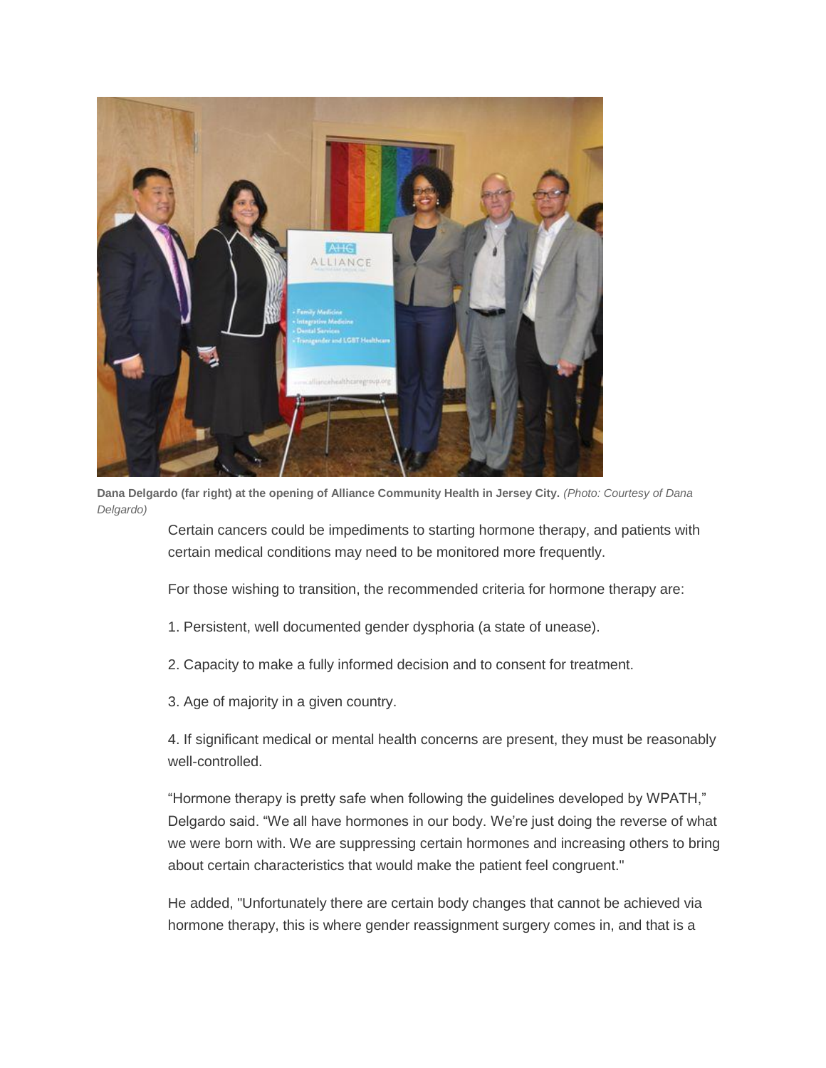**Dana Delgardo (far right) at the opening of Alliance Community Health in Jersey City.** *(Photo: Courtesy of Dana Delgardo)*

Certain cancers could be impediments to starting hormone therapy, and patients with certain medical conditions may need to be monitored more frequently.

For those wishing to transition, the recommended criteria for hormone therapy are:

1. Persistent, well documented gender dysphoria (a state of unease).

2. Capacity to make a fully informed decision and to consent for treatment.

3. Age of majority in a given country.

4. If significant medical or mental health concerns are present, they must be reasonably well-controlled.

“Hormone therapy is pretty safe when following the guidelines developed by WPATH,” Delgardo said. “We all have hormones in our body. We’re just doing the reverse of what we were born with. We are suppressing certain hormones and increasing others to bring about certain characteristics that would make the patient feel congruent."

He added, "Unfortunately there are certain body changes that cannot be achieved via hormone therapy, this is where gender reassignment surgery comes in, and that is a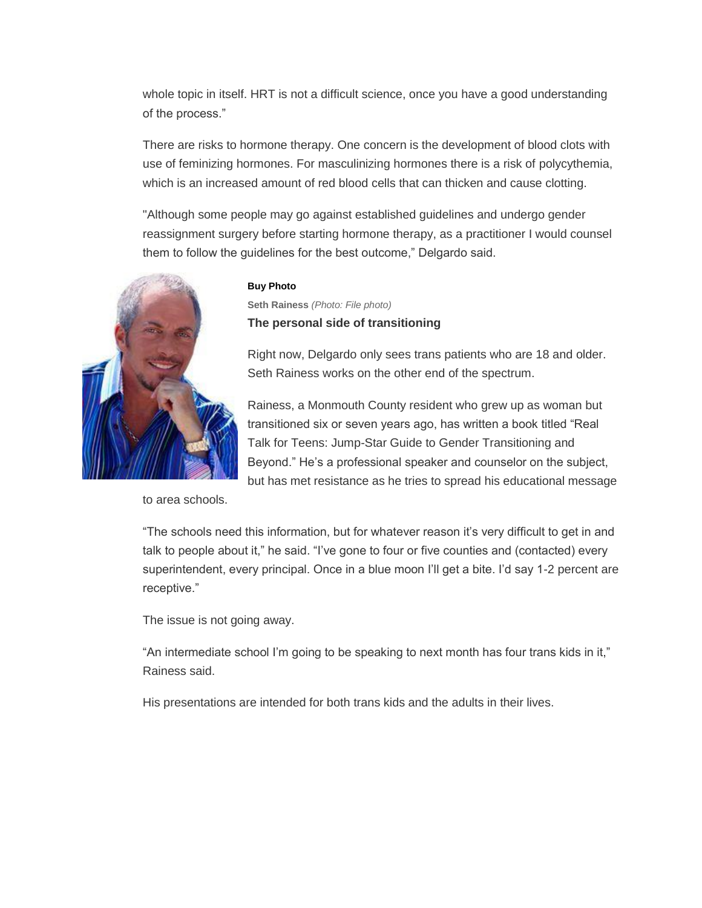whole topic in itself. HRT is not a difficult science, once you have a good understanding of the process."

There are risks to hormone therapy. One concern is the development of blood clots with use of feminizing hormones. For masculinizing hormones there is a risk of polycythemia, which is an increased amount of red blood cells that can thicken and cause clotting.

"Although some people may go against established guidelines and undergo gender reassignment surgery before starting hormone therapy, as a practitioner I would counsel them to follow the guidelines for the best outcome," Delgardo said.

**Buy Photo**

**Seth Rainess** *(Photo: File photo)*

### The personal side of transitioning

Right now, Delgardo only sees trans patients who are 18 and older. Seth Rainess works on the other end of the spectrum.

Rainess, a Monmouth County resident who grew up as woman but transitioned six or seven years ago, has written a book titled "Real Talk for Teens: Jump-Star Guide to Gender Transitioning and Beyond." He's a professional speaker and counselor on the subject, but has met resistance as he tries to spread his educational message to area schools.

"The schools need this information, but for whatever reason it's very difficult to get in and talk to people about it," he said. "I've gone to four or five counties and (contacted) every superintendent, every principal. Once in a blue moon I'll get a bite. I'd say 1-2 percent are receptive."

The issue is not going away.

"An intermediate school I'm going to be speaking to next month has four trans kids in it," Rainess said.

His presentations are intended for both trans kids and the adults in their lives.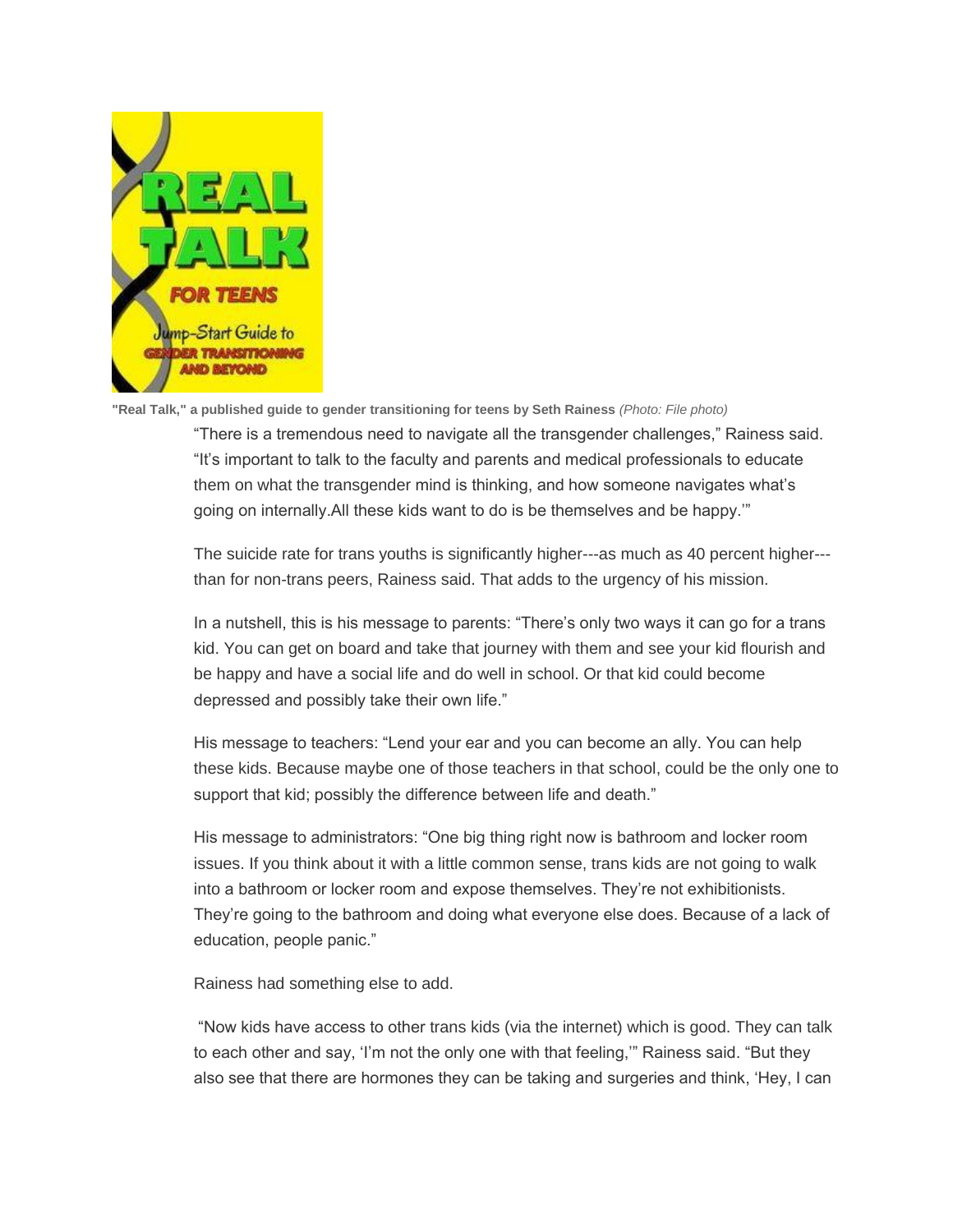"Real Talk," a published guide to gender transitioning for teens by Seth Rainess *(Photo: File photo)*

"There is a tremendous need to navigate all the transgender challenges," Rainess said. "It's important to talk to the faculty and parents and medical professionals to educate them on what the transgender mind is thinking, and how someone navigates what's going on internally.All these kids want to do is be themselves and be happy.'"

The suicide rate for trans youths is significantly higher---as much as 40 percent higher---than for non-trans peers, Rainess said. That adds to the urgency of his mission.

In a nutshell, this is his message to parents: "There's only two ways it can go for a trans kid. You can get on board and take that journey with them and see your kid flourish and be happy and have a social life and do well in school. Or that kid could become depressed and possibly take their own life."

His message to teachers: "Lend your ear and you can become an ally. You can help these kids. Because maybe one of those teachers in that school, could be the only one to support that kid; possibly the difference between life and death."

His message to administrators: "One big thing right now is bathroom and locker room issues. If you think about it with a little common sense, trans kids are not going to walk into a bathroom or locker room and expose themselves. They're not exhibitionists. They're going to the bathroom and doing what everyone else does. Because of a lack of education, people panic."

Rainess had something else to add.

"Now kids have access to other trans kids (via the internet) which is good. They can talk to each other and say, 'I'm not the only one with that feeling,'" Rainess said. "But they also see that there are hormones they can be taking and surgeries and think, 'Hey, I can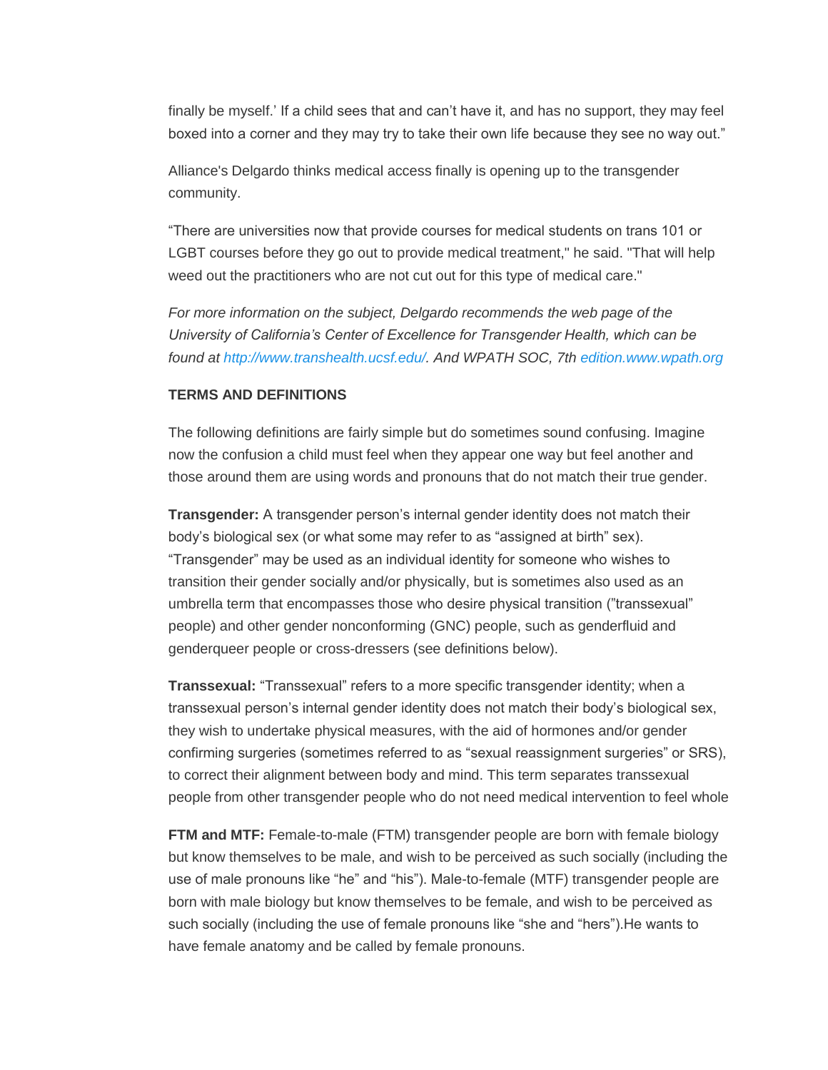finally be myself.' If a child sees that and can't have it, and has no support, they may feel boxed into a corner and they may try to take their own life because they see no way out."

Alliance's Delgardo thinks medical access finally is opening up to the transgender community.

"There are universities now that provide courses for medical students on trans 101 or LGBT courses before they go out to provide medical treatment," he said. "That will help weed out the practitioners who are not cut out for this type of medical care."

*For more information on the subject, Delgardo recommends the web page of the University of California's Center of Excellence for Transgender Health, which can be found at http://www.transhealth.ucsf.edu/. And WPATH SOC, 7th edition.www.wpath.org*

**TERMS AND DEFINITIONS**

The following definitions are fairly simple but do sometimes sound confusing. Imagine now the confusion a child must feel when they appear one way but feel another and those around them are using words and pronouns that do not match their true gender.

**Transgender:** A transgender person's internal gender identity does not match their body's biological sex (or what some may refer to as "assigned at birth" sex). "Transgender" may be used as an individual identity for someone who wishes to transition their gender socially and/or physically, but is sometimes also used as an umbrella term that encompasses those who desire physical transition ("transsexual" people) and other gender nonconforming (GNC) people, such as genderfluid and genderqueer people or cross-dressers (see definitions below).

**Transsexual:** "Transsexual" refers to a more specific transgender identity; when a transsexual person's internal gender identity does not match their body's biological sex, they wish to undertake physical measures, with the aid of hormones and/or gender confirming surgeries (sometimes referred to as "sexual reassignment surgeries" or SRS), to correct their alignment between body and mind. This term separates transsexual people from other transgender people who do not need medical intervention to feel whole

**FTM and MTF:** Female-to-male (FTM) transgender people are born with female biology but know themselves to be male, and wish to be perceived as such socially (including the use of male pronouns like "he" and "his"). Male-to-female (MTF) transgender people are born with male biology but know themselves to be female, and wish to be perceived as such socially (including the use of female pronouns like "she and "hers").He wants to have female anatomy and be called by female pronouns.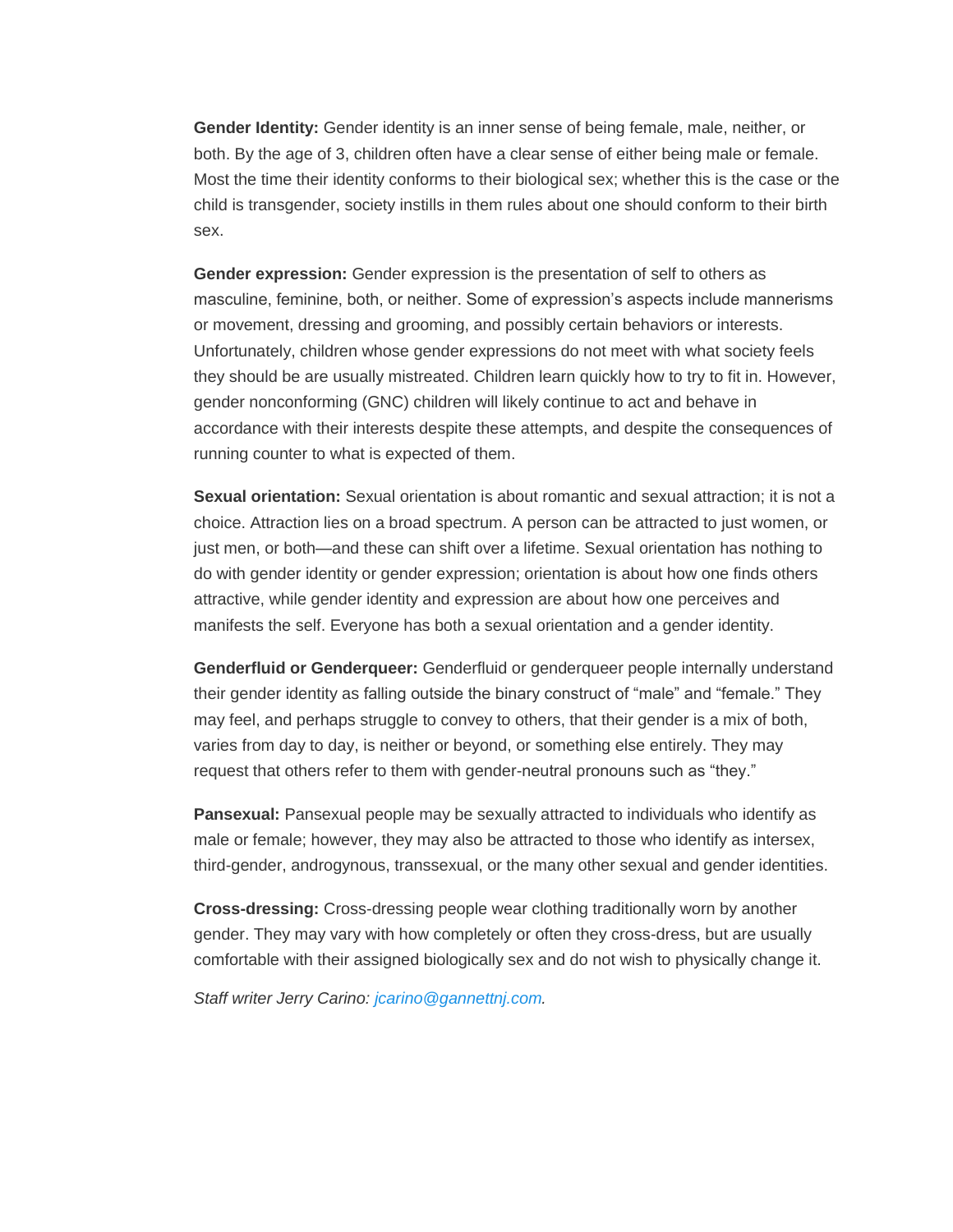**Gender Identity:** Gender identity is an inner sense of being female, male, neither, or both. By the age of 3, children often have a clear sense of either being male or female. Most the time their identity conforms to their biological sex; whether this is the case or the child is transgender, society instills in them rules about one should conform to their birth sex.

**Gender expression:** Gender expression is the presentation of self to others as masculine, feminine, both, or neither. Some of expression's aspects include mannerisms or movement, dressing and grooming, and possibly certain behaviors or interests. Unfortunately, children whose gender expressions do not meet with what society feels they should be are usually mistreated. Children learn quickly how to try to fit in. However, gender nonconforming (GNC) children will likely continue to act and behave in accordance with their interests despite these attempts, and despite the consequences of running counter to what is expected of them.

**Sexual orientation:** Sexual orientation is about romantic and sexual attraction; it is not a choice. Attraction lies on a broad spectrum. A person can be attracted to just women, or just men, or both—and these can shift over a lifetime. Sexual orientation has nothing to do with gender identity or gender expression; orientation is about how one finds others attractive, while gender identity and expression are about how one perceives and manifests the self. Everyone has both a sexual orientation and a gender identity.

**Genderfluid or Genderqueer:** Genderfluid or genderqueer people internally understand their gender identity as falling outside the binary construct of "male" and "female." They may feel, and perhaps struggle to convey to others, that their gender is a mix of both, varies from day to day, is neither or beyond, or something else entirely. They may request that others refer to them with gender-neutral pronouns such as "they."

**Pansexual:** Pansexual people may be sexually attracted to individuals who identify as male or female; however, they may also be attracted to those who identify as intersex, third-gender, androgynous, transsexual, or the many other sexual and gender identities.

**Cross-dressing:** Cross-dressing people wear clothing traditionally worn by another gender. They may vary with how completely or often they cross-dress, but are usually comfortable with their assigned biologically sex and do not wish to physically change it.

*Staff writer Jerry Carino: jcarino@gannettnj.com.*